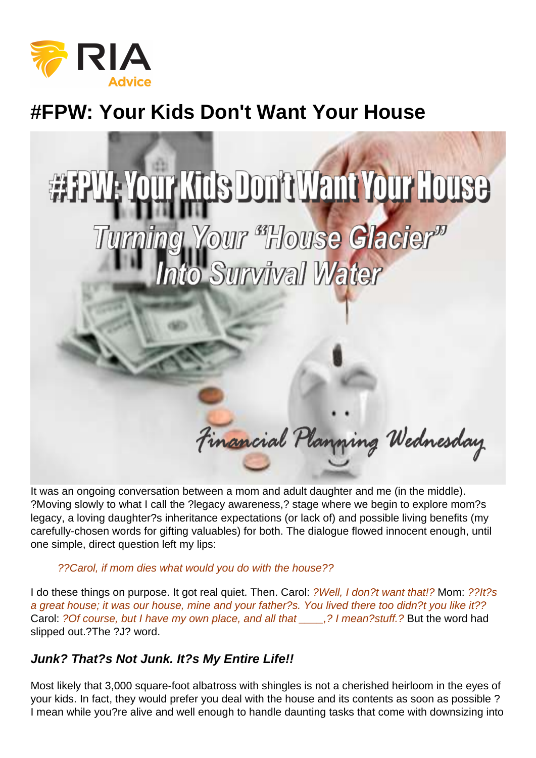# #FPW: Your Kids Don't Want Your House

It was an ongoing conversation between a mom and adult daughter and me (in the middle). ?Moving slowly to what I call the ?legacy awareness,? stage where we begin to explore mom?s legacy, a loving daughter?s inheritance expectations (or lack of) and possible living benefits (my carefully-chosen words for gifting valuables) for both. The dialogue flowed innocent enough, until one simple, direct question left my lips:

> *??Carol, if mom dies what would you do with the house??*

I do these things on purpose. It got real quiet. Then. Carol: *?Well, I don?t want that!?* Mom: *??It?s a great house; it was our house, mine and your father?s. You lived there too didn?t you like it??* Carol: *?Of course, but I have my own place, and all that ____,? I mean?stuff.?* But the word had slipped out.?The ?J? word.

### *Junk? That?s Not Junk. It?s My Entire Life!!*

Most likely that 3,000 square-foot albatross with shingles is not a cherished heirloom in the eyes of your kids. In fact, they would prefer you deal with the house and its contents as soon as possible ? I mean while you?re alive and well enough to handle daunting tasks that come with downsizing into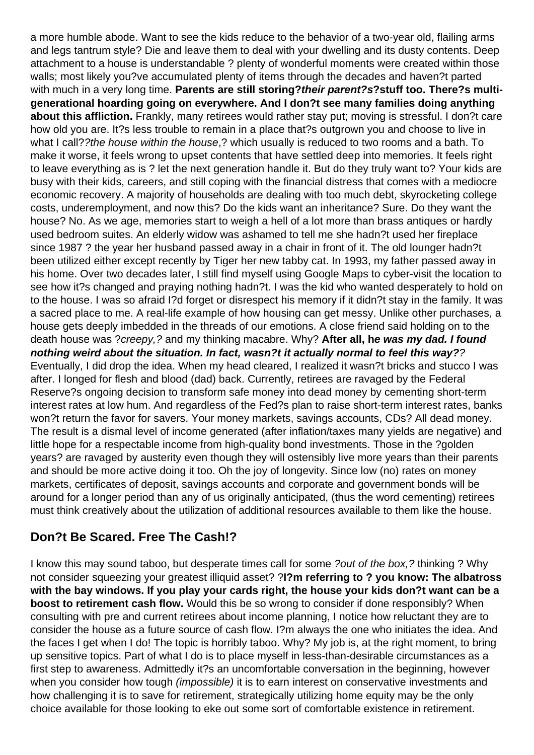a more humble abode. Want to see the kids reduce to the behavior of a two-year old, flailing arms and legs tantrum style? Die and leave them to deal with your dwelling and its dusty contents. Deep attachment to a house is understandable ? plenty of wonderful moments were created within those walls; most likely you?ve accumulated plenty of items through the decades and haven?t parted with much in a very long time. **Parents are still storing?*their parent?s*?stuff too. There?s multi-generational hoarding going on everywhere. And I don?t see many families doing anything about this affliction.** Frankly, many retirees would rather stay put; moving is stressful. I don?t care how old you are. It?s less trouble to remain in a place that?s outgrown you and choose to live in what I call??*the house within the house*,? which usually is reduced to two rooms and a bath. To make it worse, it feels wrong to upset contents that have settled deep into memories. It feels right to leave everything as is ? let the next generation handle it. But do they truly want to? Your kids are busy with their kids, careers, and still coping with the financial distress that comes with a mediocre economic recovery. A majority of households are dealing with too much debt, skyrocketing college costs, underemployment, and now this? Do the kids want an inheritance? Sure. Do they want the house? No. As we age, memories start to weigh a hell of a lot more than brass antiques or hardly used bedroom suites. An elderly widow was ashamed to tell me she hadn?t used her fireplace since 1987 ? the year her husband passed away in a chair in front of it. The old lounger hadn?t been utilized either except recently by Tiger her new tabby cat. In 1993, my father passed away in his home. Over two decades later, I still find myself using Google Maps to cyber-visit the location to see how it?s changed and praying nothing hadn?t. I was the kid who wanted desperately to hold on to the house. I was so afraid I?d forget or disrespect his memory if it didn?t stay in the family. It was a sacred place to me. A real-life example of how housing can get messy. Unlike other purchases, a house gets deeply imbedded in the threads of our emotions. A close friend said holding on to the death house was ?*creepy,?* and my thinking macabre. Why? **After all, h*e was my dad. I found nothing weird about the situation. In fact, wasn?t it actually normal to feel this way?*** *?* Eventually, I did drop the idea. When my head cleared, I realized it wasn?t bricks and stucco I was after. I longed for flesh and blood (dad) back. Currently, retirees are ravaged by the Federal Reserve?s ongoing decision to transform safe money into dead money by cementing short-term interest rates at low hum. And regardless of the Fed?s plan to raise short-term interest rates, banks won?t return the favor for savers. Your money markets, savings accounts, CDs? All dead money. The result is a dismal level of income generated (after inflation/taxes many yields are negative) and little hope for a respectable income from high-quality bond investments. Those in the ?golden years? are ravaged by austerity even though they will ostensibly live more years than their parents and should be more active doing it too. Oh the joy of longevity. Since low (no) rates on money markets, certificates of deposit, savings accounts and corporate and government bonds will be around for a longer period than any of us originally anticipated, (thus the word cementing) retirees must think creatively about the utilization of additional resources available to them like the house.

## Don?t Be Scared. Free The Cash!?

I know this may sound taboo, but desperate times call for some *?out of the box,?* thinking ? Why not consider squeezing your greatest illiquid asset? ?**I?m referring to ? you know: The albatross with the bay windows. If you play your cards right, the house your kids don?t want can be a boost to retirement cash flow.** Would this be so wrong to consider if done responsibly? When consulting with pre and current retirees about income planning, I notice how reluctant they are to consider the house as a future source of cash flow. I?m always the one who initiates the idea. And the faces I get when I do! The topic is horribly taboo. Why? My job is, at the right moment, to bring up sensitive topics. Part of what I do is to place myself in less-than-desirable circumstances as a first step to awareness. Admittedly it?s an uncomfortable conversation in the beginning, however when you consider how tough *(impossible)* it is to earn interest on conservative investments and how challenging it is to save for retirement, strategically utilizing home equity may be the only choice available for those looking to eke out some sort of comfortable existence in retirement.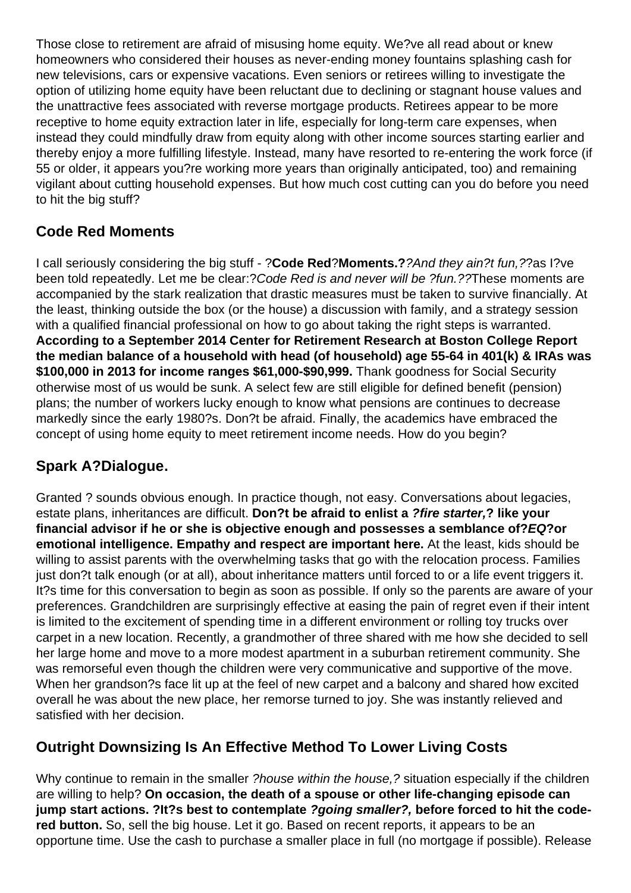Those close to retirement are afraid of misusing home equity. We?ve all read about or knew homeowners who considered their houses as never-ending money fountains splashing cash for new televisions, cars or expensive vacations. Even seniors or retirees willing to investigate the option of utilizing home equity have been reluctant due to declining or stagnant house values and the unattractive fees associated with reverse mortgage products. Retirees appear to be more receptive to home equity extraction later in life, especially for long-term care expenses, when instead they could mindfully draw from equity along with other income sources starting earlier and thereby enjoy a more fulfilling lifestyle. Instead, many have resorted to re-entering the work force (if 55 or older, it appears you?re working more years than originally anticipated, too) and remaining vigilant about cutting household expenses. But how much cost cutting can you do before you need to hit the big stuff?

## Code Red Moments

I call seriously considering the big stuff - ?**Code Red**?**Moments.?**?*And they ain?t fun,?*?as I?ve been told repeatedly. Let me be clear:?*Code Red is and never will be ?fun.??*These moments are accompanied by the stark realization that drastic measures must be taken to survive financially. At the least, thinking outside the box (or the house) a discussion with family, and a strategy session with a qualified financial professional on how to go about taking the right steps is warranted. **According to a September 2014 Center for Retirement Research at Boston College Report the median balance of a household with head (of household) age 55-64 in 401(k) & IRAs was $100,000 in 2013 for income ranges $61,000-$90,999.** Thank goodness for Social Security otherwise most of us would be sunk. A select few are still eligible for defined benefit (pension) plans; the number of workers lucky enough to know what pensions are continues to decrease markedly since the early 1980?s. Don?t be afraid. Finally, the academics have embraced the concept of using home equity to meet retirement income needs. How do you begin?

## Spark A?Dialogue.

Granted ? sounds obvious enough. In practice though, not easy. Conversations about legacies, estate plans, inheritances are difficult. **Don?t be afraid to enlist a *?fire starter,?* like your financial advisor if he or she is objective enough and possesses a semblance of?*EQ*?or emotional intelligence. Empathy and respect are important here.** At the least, kids should be willing to assist parents with the overwhelming tasks that go with the relocation process. Families just don?t talk enough (or at all), about inheritance matters until forced to or a life event triggers it. It?s time for this conversation to begin as soon as possible. If only so the parents are aware of your preferences. Grandchildren are surprisingly effective at easing the pain of regret even if their intent is limited to the excitement of spending time in a different environment or rolling toy trucks over carpet in a new location. Recently, a grandmother of three shared with me how she decided to sell her large home and move to a more modest apartment in a suburban retirement community. She was remorseful even though the children were very communicative and supportive of the move. When her grandson?s face lit up at the feel of new carpet and a balcony and shared how excited overall he was about the new place, her remorse turned to joy. She was instantly relieved and satisfied with her decision.

## Outright Downsizing Is An Effective Method To Lower Living Costs

Why continue to remain in the smaller *?house within the house,?* situation especially if the children are willing to help? **On occasion, the death of a spouse or other life-changing episode can jump start actions. ?It?s best to contemplate *?going smaller?,* before forced to hit the code-red button.** So, sell the big house. Let it go. Based on recent reports, it appears to be an opportune time. Use the cash to purchase a smaller place in full (no mortgage if possible). Release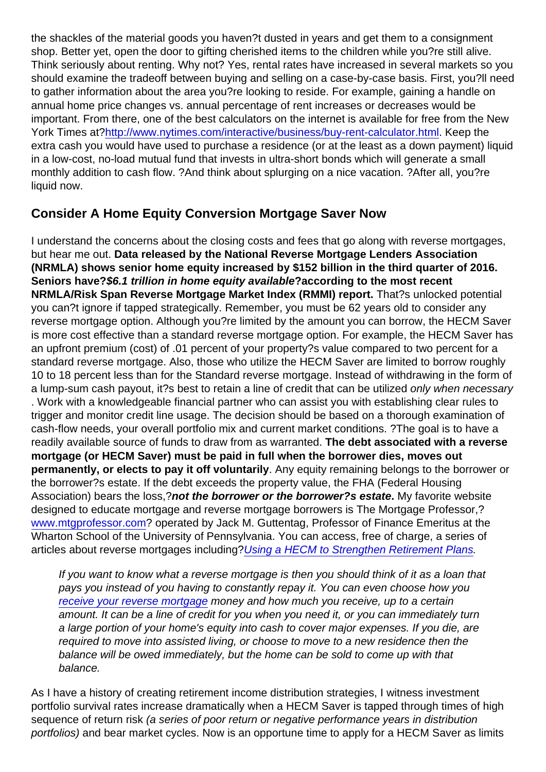the shackles of the material goods you haven?t dusted in years and get them to a consignment shop. Better yet, open the door to gifting cherished items to the children while you?re still alive. Think seriously about renting. Why not? Yes, rental rates have increased in several markets so you should examine the tradeoff between buying and selling on a case-by-case basis. First, you?ll need to gather information about the area you?re looking to reside. For example, gaining a handle on annual home price changes vs. annual percentage of rent increases or decreases would be important. From there, one of the best calculators on the internet is available for free from the New York Times at?[http://www.nytimes.com/interactive/business/buy-rent-calculator.html](http://www.nytimes.com/interactive/business/buy-rent-calculator.html). Keep the extra cash you would have used to purchase a residence (or at the least as a down payment) liquid in a low-cost, no-load mutual fund that invests in ultra-short bonds which will generate a small monthly addition to cash flow. ?And think about splurging on a nice vacation. ?After all, you?re liquid now.

## Consider A Home Equity Conversion Mortgage Saver Now

I understand the concerns about the closing costs and fees that go along with reverse mortgages, but hear me out. **Data released by the National Reverse Mortgage Lenders Association (NRMLA) shows senior home equity increased by $152 billion in the third quarter of 2016. Seniors have?*$6.1 trillion in home equity available*?according to the most recent NRMLA/Risk Span Reverse Mortgage Market Index (RMMI) report.** That?s unlocked potential you can?t ignore if tapped strategically. Remember, you must be 62 years old to consider any reverse mortgage option. Although you?re limited by the amount you can borrow, the HECM Saver is more cost effective than a standard reverse mortgage option. For example, the HECM Saver has an upfront premium (cost) of .01 percent of your property?s value compared to two percent for a standard reverse mortgage. Also, those who utilize the HECM Saver are limited to borrow roughly 10 to 18 percent less than for the Standard reverse mortgage. Instead of withdrawing in the form of a lump-sum cash payout, it?s best to retain a line of credit that can be utilized *only when necessary* . Work with a knowledgeable financial partner who can assist you with establishing clear rules to trigger and monitor credit line usage. The decision should be based on a thorough examination of cash-flow needs, your overall portfolio mix and current market conditions. ?The goal is to have a readily available source of funds to draw from as warranted. **The debt associated with a reverse mortgage (or HECM Saver) must be paid in full when the borrower dies, moves out permanently, or elects to pay it off voluntarily**. Any equity remaining belongs to the borrower or the borrower?s estate. If the debt exceeds the property value, the FHA (Federal Housing Association) bears the loss,?***not the borrower or the borrower?s estate*****.** My favorite website designed to educate mortgage and reverse mortgage borrowers is The Mortgage Professor,? [www.mtgprofessor.com](http://www.mtgprofessor.com)? operated by Jack M. Guttentag, Professor of Finance Emeritus at the Wharton School of the University of Pennsylvania. You can access, free of charge, a series of articles about reverse mortgages including?*[Using a HECM to Strengthen Retirement Plans](#).*

> *If you want to know what a reverse mortgage is then you should think of it as a loan that pays you instead of you having to constantly repay it. You can even choose how you [receive your reverse mortgage](#) money and how much you receive, up to a certain amount. It can be a line of credit for you when you need it, or you can immediately turn a large portion of your home's equity into cash to cover major expenses. If you die, are required to move into assisted living, or choose to move to a new residence then the balance will be owed immediately, but the home can be sold to come up with that balance.*

As I have a history of creating retirement income distribution strategies, I witness investment portfolio survival rates increase dramatically when a HECM Saver is tapped through times of high sequence of return risk *(a series of poor return or negative performance years in distribution portfolios)* and bear market cycles. Now is an opportune time to apply for a HECM Saver as limits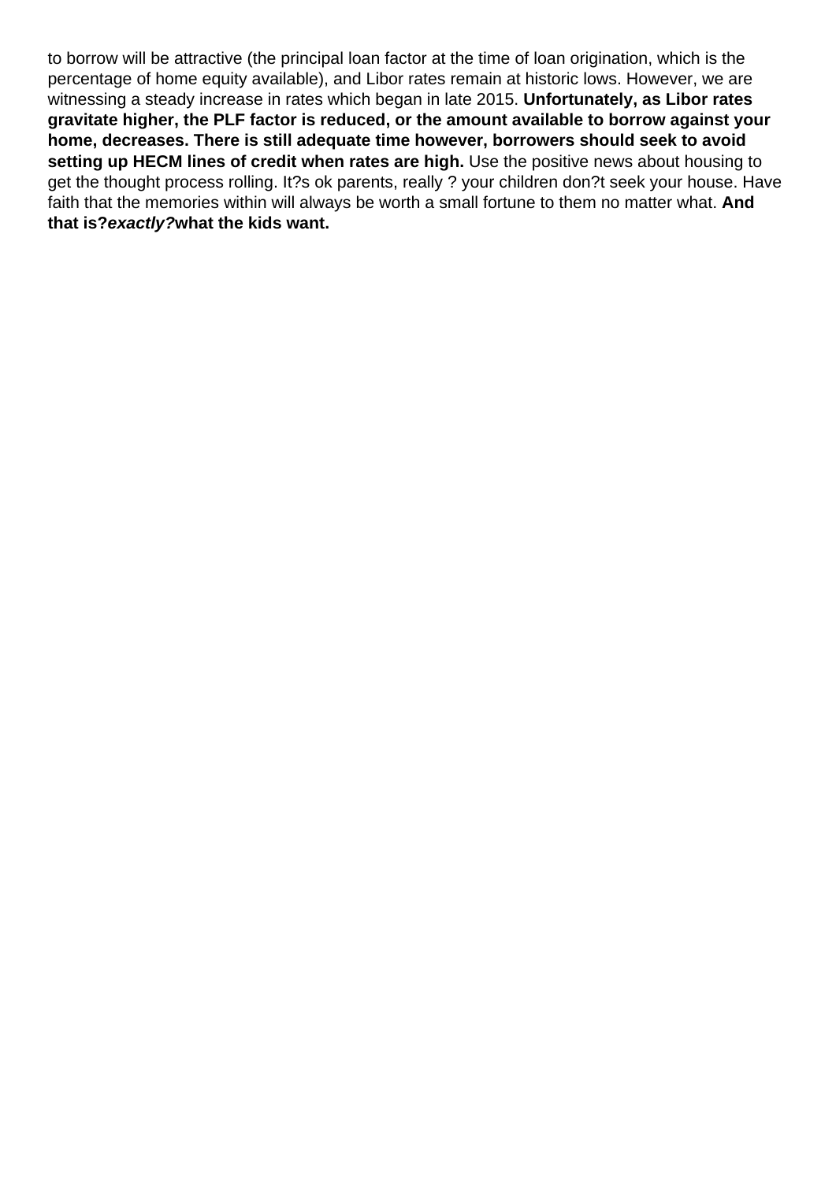to borrow will be attractive (the principal loan factor at the time of loan origination, which is the percentage of home equity available), and Libor rates remain at historic lows. However, we are witnessing a steady increase in rates which began in late 2015. **Unfortunately, as Libor rates gravitate higher, the PLF factor is reduced, or the amount available to borrow against your home, decreases. There is still adequate time however, borrowers should seek to avoid setting up HECM lines of credit when rates are high.** Use the positive news about housing to get the thought process rolling. It?s ok parents, really ? your children don?t seek your house. Have faith that the memories within will always be worth a small fortune to them no matter what. **And that is?*exactly?*what the kids want.**